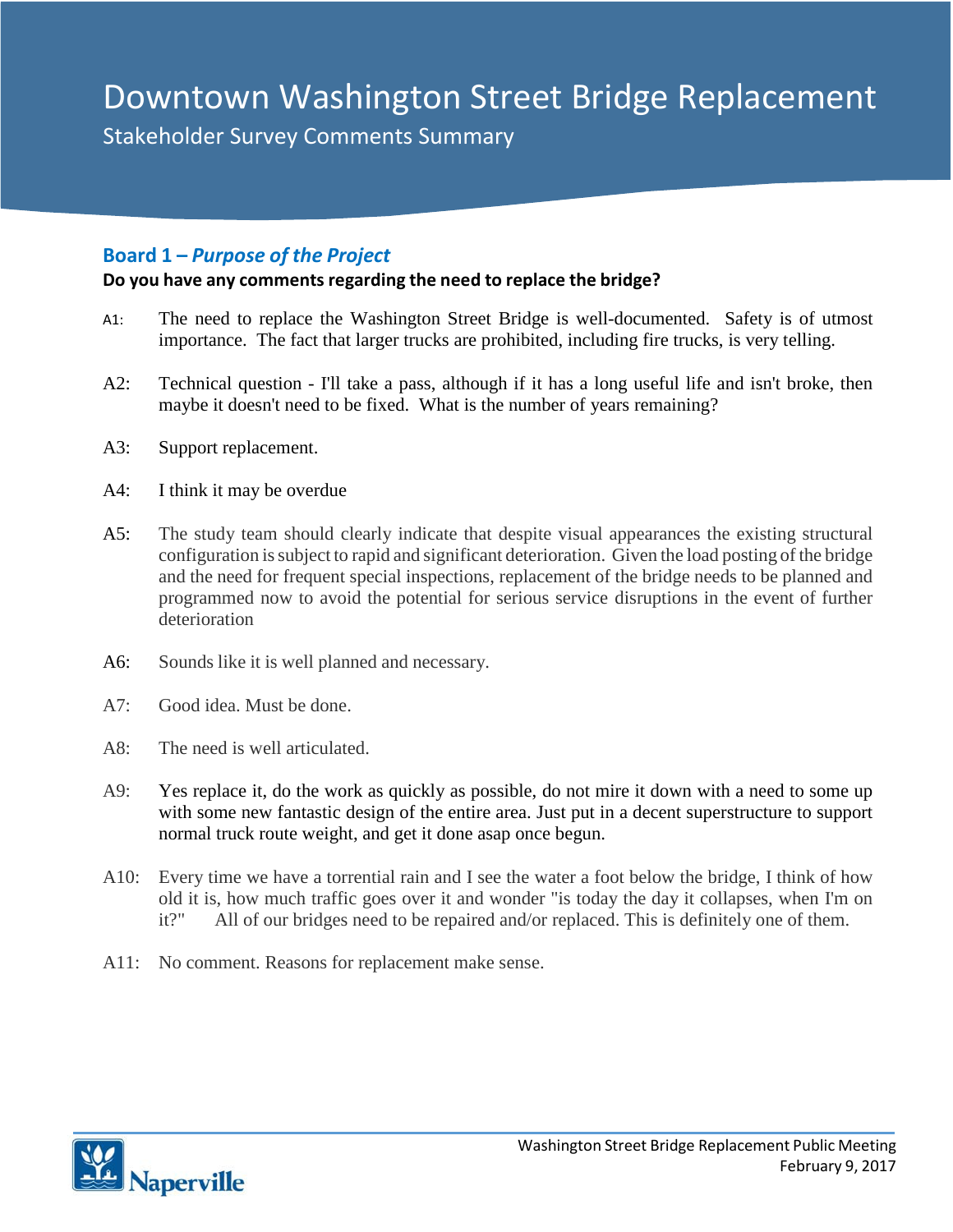# Downtown Washington Street Bridge Replacement

Stakeholder Survey Comments Summary

## Board 1 – *Purpose of the Project*

**Do you have any comments regarding the need to replace the bridge?**

A1: The need to replace the Washington Street Bridge is well-documented. Safety is of utmost importance. The fact that larger trucks are prohibited, including fire trucks, is very telling.

A2: Technical question - I'll take a pass, although if it has a long useful life and isn't broke, then maybe it doesn't need to be fixed. What is the number of years remaining?

A3: Support replacement.

A4: I think it may be overdue

A5: The study team should clearly indicate that despite visual appearances the existing structural configuration is subject to rapid and significant deterioration. Given the load posting of the bridge and the need for frequent special inspections, replacement of the bridge needs to be planned and programmed now to avoid the potential for serious service disruptions in the event of further deterioration

A6: Sounds like it is well planned and necessary.

A7: Good idea. Must be done.

A8: The need is well articulated.

A9: Yes replace it, do the work as quickly as possible, do not mire it down with a need to some up with some new fantastic design of the entire area. Just put in a decent superstructure to support normal truck route weight, and get it done asap once begun.

A10: Every time we have a torrential rain and I see the water a foot below the bridge, I think of how old it is, how much traffic goes over it and wonder "is today the day it collapses, when I'm on it?" All of our bridges need to be repaired and/or replaced. This is definitely one of them.

A11: No comment. Reasons for replacement make sense.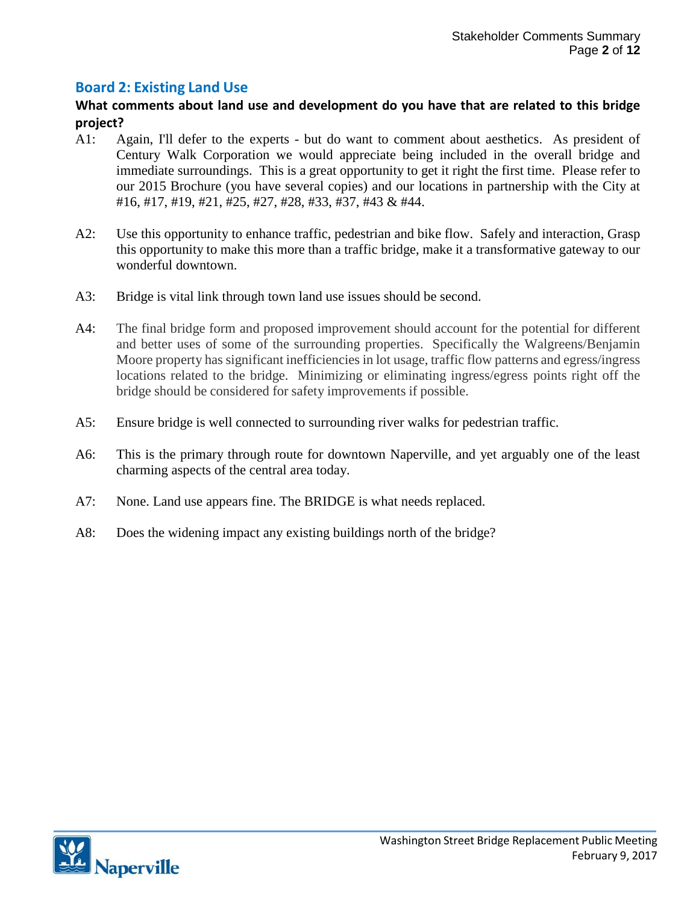## Board 2: Existing Land Use

**What comments about land use and development do you have that are related to this bridge project?**

A1: Again, I'll defer to the experts - but do want to comment about aesthetics. As president of Century Walk Corporation we would appreciate being included in the overall bridge and immediate surroundings. This is a great opportunity to get it right the first time. Please refer to our 2015 Brochure (you have several copies) and our locations in partnership with the City at #16, #17, #19, #21, #25, #27, #28, #33, #37, #43 & #44.

A2: Use this opportunity to enhance traffic, pedestrian and bike flow. Safely and interaction, Grasp this opportunity to make this more than a traffic bridge, make it a transformative gateway to our wonderful downtown.

A3: Bridge is vital link through town land use issues should be second.

A4: The final bridge form and proposed improvement should account for the potential for different and better uses of some of the surrounding properties. Specifically the Walgreens/Benjamin Moore property has significant inefficiencies in lot usage, traffic flow patterns and egress/ingress locations related to the bridge. Minimizing or eliminating ingress/egress points right off the bridge should be considered for safety improvements if possible.

A5: Ensure bridge is well connected to surrounding river walks for pedestrian traffic.

A6: This is the primary through route for downtown Naperville, and yet arguably one of the least charming aspects of the central area today.

A7: None. Land use appears fine. The BRIDGE is what needs replaced.

A8: Does the widening impact any existing buildings north of the bridge?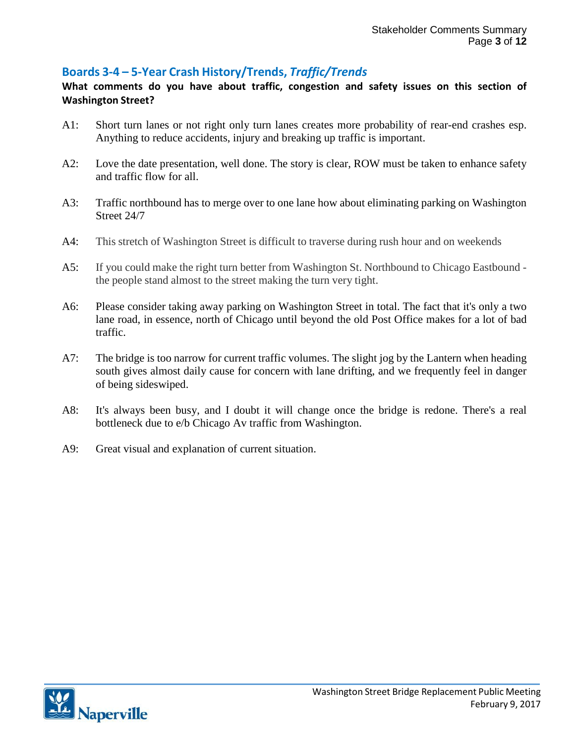## Boards 3-4 – 5-Year Crash History/Trends, *Traffic/Trends*

**What comments do you have about traffic, congestion and safety issues on this section of Washington Street?**

A1: Short turn lanes or not right only turn lanes creates more probability of rear-end crashes esp. Anything to reduce accidents, injury and breaking up traffic is important.

A2: Love the date presentation, well done. The story is clear, ROW must be taken to enhance safety and traffic flow for all.

A3: Traffic northbound has to merge over to one lane how about eliminating parking on Washington Street 24/7

A4: This stretch of Washington Street is difficult to traverse during rush hour and on weekends

A5: If you could make the right turn better from Washington St. Northbound to Chicago Eastbound - the people stand almost to the street making the turn very tight.

A6: Please consider taking away parking on Washington Street in total. The fact that it's only a two lane road, in essence, north of Chicago until beyond the old Post Office makes for a lot of bad traffic.

A7: The bridge is too narrow for current traffic volumes. The slight jog by the Lantern when heading south gives almost daily cause for concern with lane drifting, and we frequently feel in danger of being sideswiped.

A8: It's always been busy, and I doubt it will change once the bridge is redone. There's a real bottleneck due to e/b Chicago Av traffic from Washington.

A9: Great visual and explanation of current situation.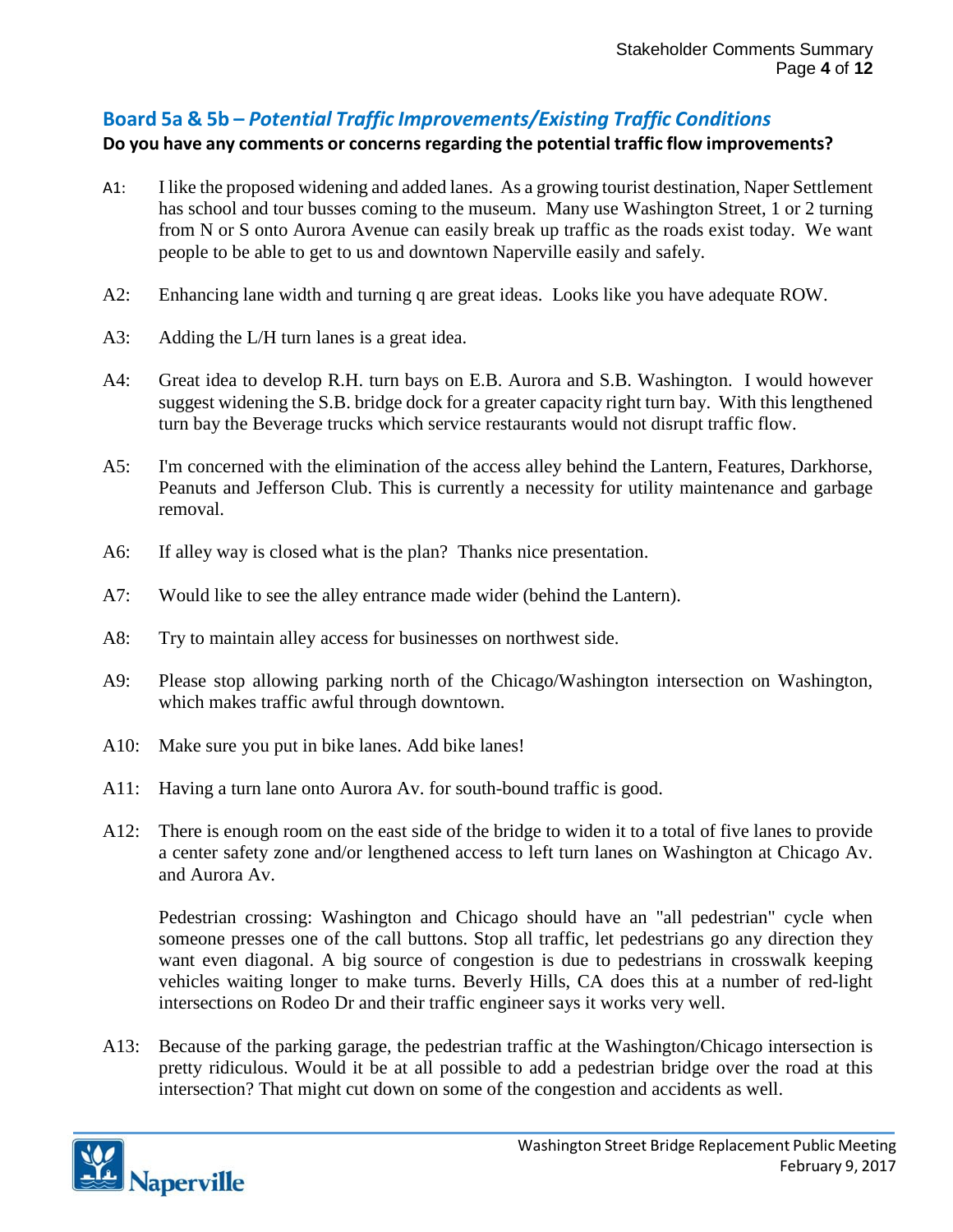## Board 5a & 5b – *Potential Traffic Improvements/Existing Traffic Conditions*

**Do you have any comments or concerns regarding the potential traffic flow improvements?**

A1: I like the proposed widening and added lanes. As a growing tourist destination, Naper Settlement has school and tour busses coming to the museum. Many use Washington Street, 1 or 2 turning from N or S onto Aurora Avenue can easily break up traffic as the roads exist today. We want people to be able to get to us and downtown Naperville easily and safely.

A2: Enhancing lane width and turning q are great ideas. Looks like you have adequate ROW.

A3: Adding the L/H turn lanes is a great idea.

A4: Great idea to develop R.H. turn bays on E.B. Aurora and S.B. Washington. I would however suggest widening the S.B. bridge dock for a greater capacity right turn bay. With this lengthened turn bay the Beverage trucks which service restaurants would not disrupt traffic flow.

A5: I'm concerned with the elimination of the access alley behind the Lantern, Features, Darkhorse, Peanuts and Jefferson Club. This is currently a necessity for utility maintenance and garbage removal.

A6: If alley way is closed what is the plan? Thanks nice presentation.

A7: Would like to see the alley entrance made wider (behind the Lantern).

A8: Try to maintain alley access for businesses on northwest side.

A9: Please stop allowing parking north of the Chicago/Washington intersection on Washington, which makes traffic awful through downtown.

A10: Make sure you put in bike lanes. Add bike lanes!

A11: Having a turn lane onto Aurora Av. for south-bound traffic is good.

A12: There is enough room on the east side of the bridge to widen it to a total of five lanes to provide a center safety zone and/or lengthened access to left turn lanes on Washington at Chicago Av. and Aurora Av.

Pedestrian crossing: Washington and Chicago should have an "all pedestrian" cycle when someone presses one of the call buttons. Stop all traffic, let pedestrians go any direction they want even diagonal. A big source of congestion is due to pedestrians in crosswalk keeping vehicles waiting longer to make turns. Beverly Hills, CA does this at a number of red-light intersections on Rodeo Dr and their traffic engineer says it works very well.

A13: Because of the parking garage, the pedestrian traffic at the Washington/Chicago intersection is pretty ridiculous. Would it be at all possible to add a pedestrian bridge over the road at this intersection? That might cut down on some of the congestion and accidents as well.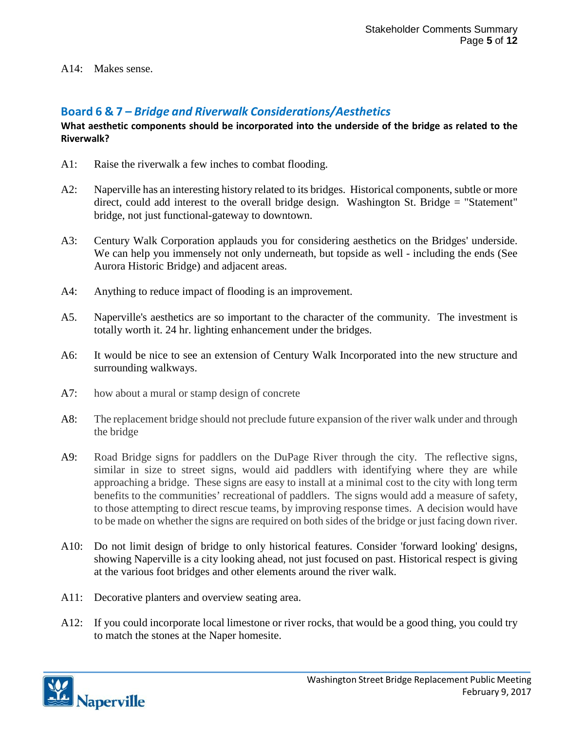A14: Makes sense.

## Board 6 & 7 – *Bridge and Riverwalk Considerations/Aesthetics*

**What aesthetic components should be incorporated into the underside of the bridge as related to the Riverwalk?**

A1: Raise the riverwalk a few inches to combat flooding.

A2: Naperville has an interesting history related to its bridges. Historical components, subtle or more direct, could add interest to the overall bridge design. Washington St. Bridge = "Statement" bridge, not just functional-gateway to downtown.

A3: Century Walk Corporation applauds you for considering aesthetics on the Bridges' underside. We can help you immensely not only underneath, but topside as well - including the ends (See Aurora Historic Bridge) and adjacent areas.

A4: Anything to reduce impact of flooding is an improvement.

A5. Naperville's aesthetics are so important to the character of the community. The investment is totally worth it. 24 hr. lighting enhancement under the bridges.

A6: It would be nice to see an extension of Century Walk Incorporated into the new structure and surrounding walkways.

A7: how about a mural or stamp design of concrete

A8: The replacement bridge should not preclude future expansion of the river walk under and through the bridge

A9: Road Bridge signs for paddlers on the DuPage River through the city. The reflective signs, similar in size to street signs, would aid paddlers with identifying where they are while approaching a bridge. These signs are easy to install at a minimal cost to the city with long term benefits to the communities' recreational of paddlers. The signs would add a measure of safety, to those attempting to direct rescue teams, by improving response times. A decision would have to be made on whether the signs are required on both sides of the bridge or just facing down river.

A10: Do not limit design of bridge to only historical features. Consider 'forward looking' designs, showing Naperville is a city looking ahead, not just focused on past. Historical respect is giving at the various foot bridges and other elements around the river walk.

A11: Decorative planters and overview seating area.

A12: If you could incorporate local limestone or river rocks, that would be a good thing, you could try to match the stones at the Naper homesite.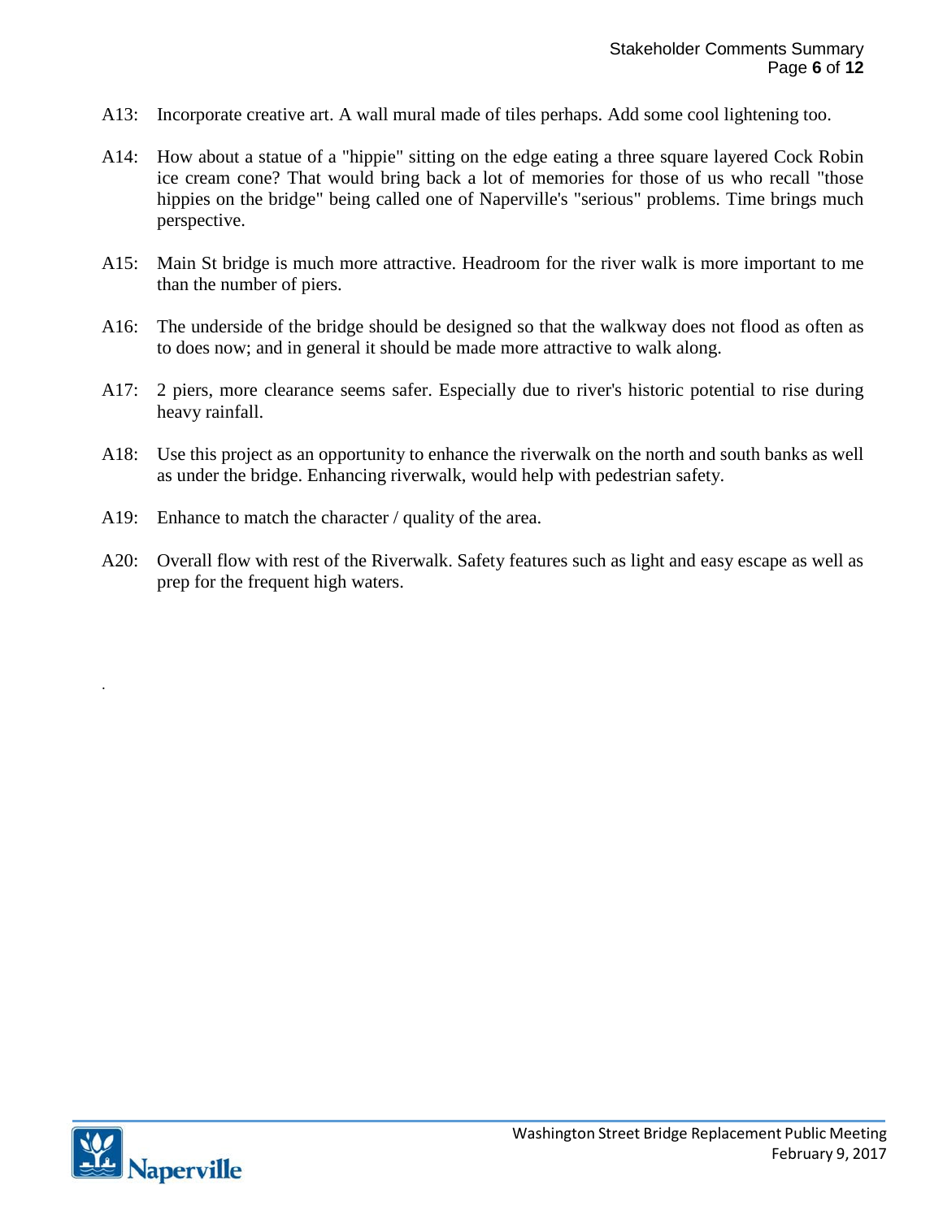A13: Incorporate creative art. A wall mural made of tiles perhaps. Add some cool lightening too.

A14: How about a statue of a "hippie" sitting on the edge eating a three square layered Cock Robin ice cream cone? That would bring back a lot of memories for those of us who recall "those hippies on the bridge" being called one of Naperville's "serious" problems. Time brings much perspective.

A15: Main St bridge is much more attractive. Headroom for the river walk is more important to me than the number of piers.

A16: The underside of the bridge should be designed so that the walkway does not flood as often as to does now; and in general it should be made more attractive to walk along.

A17: 2 piers, more clearance seems safer. Especially due to river's historic potential to rise during heavy rainfall.

A18: Use this project as an opportunity to enhance the riverwalk on the north and south banks as well as under the bridge. Enhancing riverwalk, would help with pedestrian safety.

A19: Enhance to match the character / quality of the area.

A20: Overall flow with rest of the Riverwalk. Safety features such as light and easy escape as well as prep for the frequent high waters.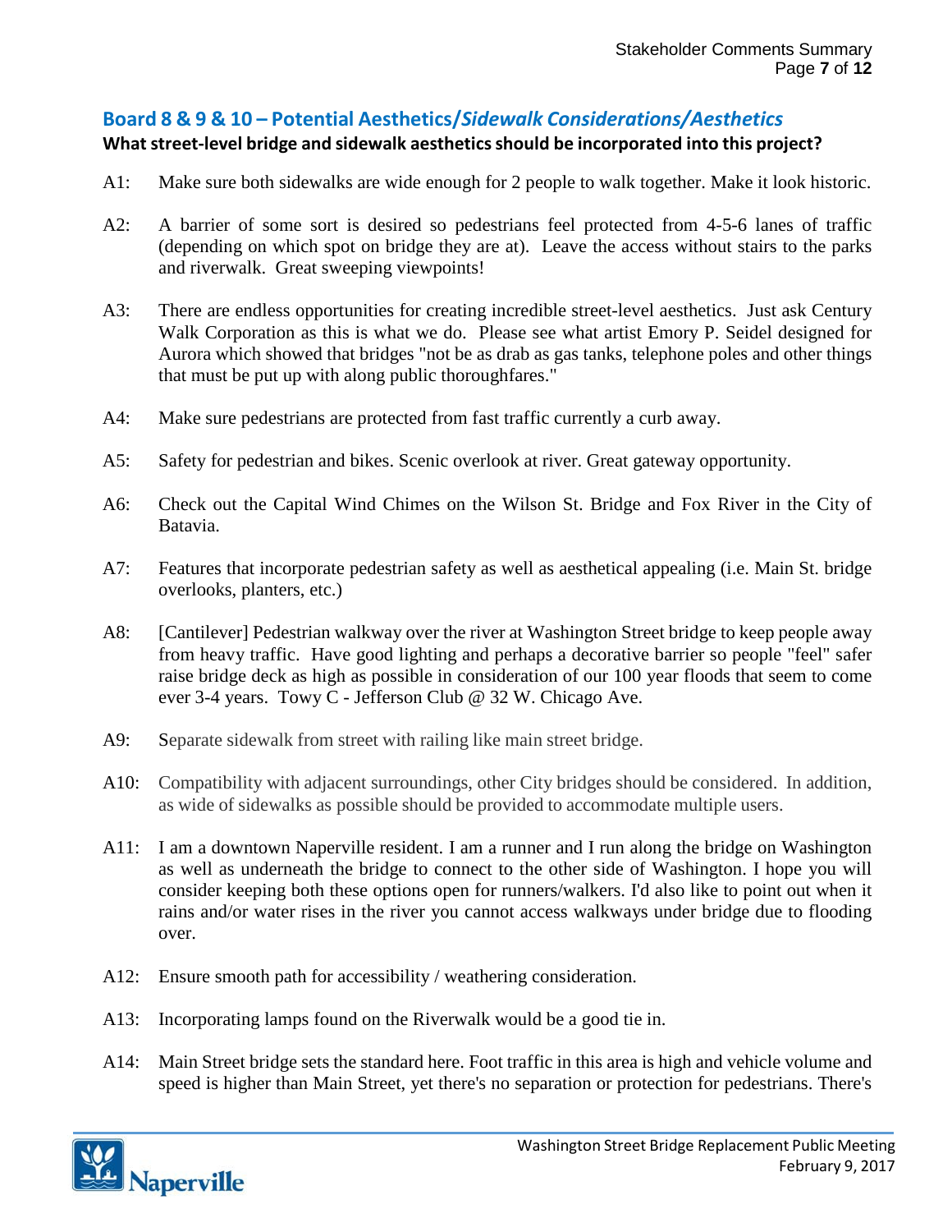## Board 8 & 9 & 10 – Potential Aesthetics/*Sidewalk Considerations/Aesthetics*

**What street-level bridge and sidewalk aesthetics should be incorporated into this project?**

A1: Make sure both sidewalks are wide enough for 2 people to walk together. Make it look historic.

A2: A barrier of some sort is desired so pedestrians feel protected from 4-5-6 lanes of traffic (depending on which spot on bridge they are at). Leave the access without stairs to the parks and riverwalk. Great sweeping viewpoints!

A3: There are endless opportunities for creating incredible street-level aesthetics. Just ask Century Walk Corporation as this is what we do. Please see what artist Emory P. Seidel designed for Aurora which showed that bridges "not be as drab as gas tanks, telephone poles and other things that must be put up with along public thoroughfares."

A4: Make sure pedestrians are protected from fast traffic currently a curb away.

A5: Safety for pedestrian and bikes. Scenic overlook at river. Great gateway opportunity.

A6: Check out the Capital Wind Chimes on the Wilson St. Bridge and Fox River in the City of Batavia.

A7: Features that incorporate pedestrian safety as well as aesthetical appealing (i.e. Main St. bridge overlooks, planters, etc.)

A8: [Cantilever] Pedestrian walkway over the river at Washington Street bridge to keep people away from heavy traffic. Have good lighting and perhaps a decorative barrier so people "feel" safer raise bridge deck as high as possible in consideration of our 100 year floods that seem to come ever 3-4 years. Towy C - Jefferson Club @ 32 W. Chicago Ave.

A9: Separate sidewalk from street with railing like main street bridge.

A10: Compatibility with adjacent surroundings, other City bridges should be considered. In addition, as wide of sidewalks as possible should be provided to accommodate multiple users.

A11: I am a downtown Naperville resident. I am a runner and I run along the bridge on Washington as well as underneath the bridge to connect to the other side of Washington. I hope you will consider keeping both these options open for runners/walkers. I'd also like to point out when it rains and/or water rises in the river you cannot access walkways under bridge due to flooding over.

A12: Ensure smooth path for accessibility / weathering consideration.

A13: Incorporating lamps found on the Riverwalk would be a good tie in.

A14: Main Street bridge sets the standard here. Foot traffic in this area is high and vehicle volume and speed is higher than Main Street, yet there's no separation or protection for pedestrians. There's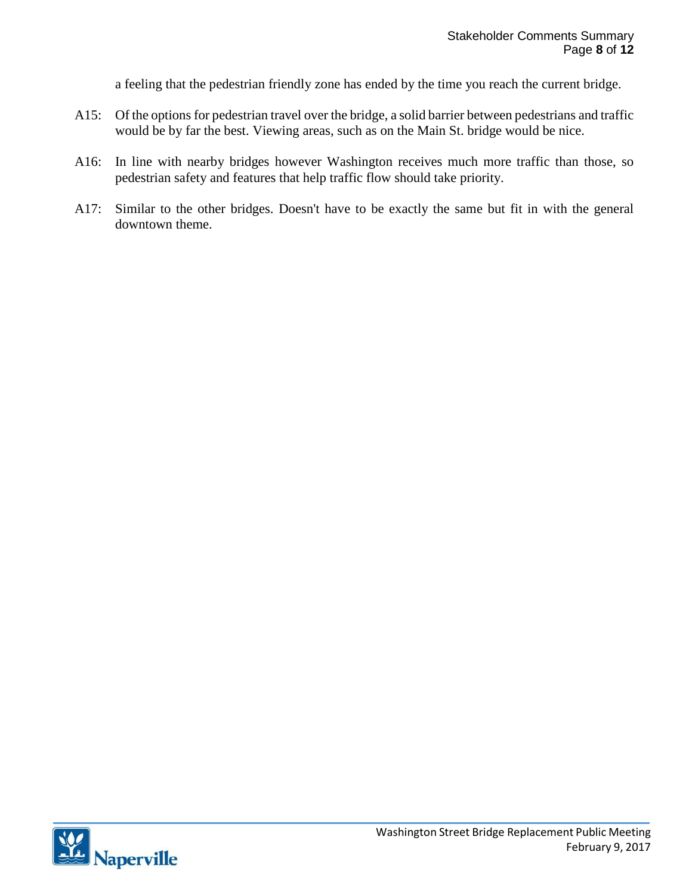a feeling that the pedestrian friendly zone has ended by the time you reach the current bridge.

A15: Of the options for pedestrian travel over the bridge, a solid barrier between pedestrians and traffic would be by far the best. Viewing areas, such as on the Main St. bridge would be nice.

A16: In line with nearby bridges however Washington receives much more traffic than those, so pedestrian safety and features that help traffic flow should take priority.

A17: Similar to the other bridges. Doesn't have to be exactly the same but fit in with the general downtown theme.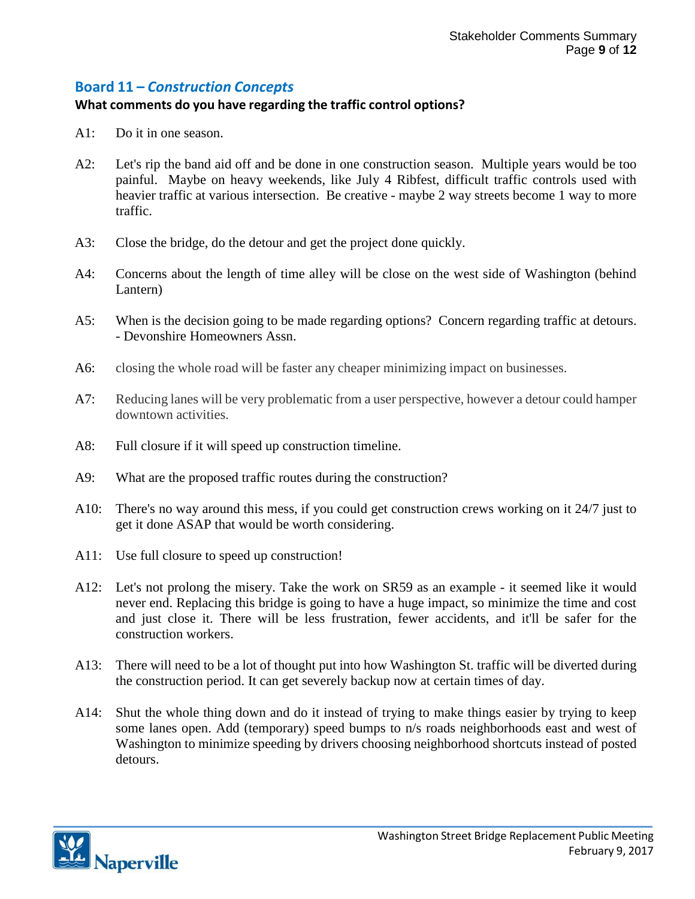## Board 11 – *Construction Concepts*

**What comments do you have regarding the traffic control options?**

A1: Do it in one season.

A2: Let's rip the band aid off and be done in one construction season. Multiple years would be too painful. Maybe on heavy weekends, like July 4 Ribfest, difficult traffic controls used with heavier traffic at various intersection. Be creative - maybe 2 way streets become 1 way to more traffic.

A3: Close the bridge, do the detour and get the project done quickly.

A4: Concerns about the length of time alley will be close on the west side of Washington (behind Lantern)

A5: When is the decision going to be made regarding options? Concern regarding traffic at detours. - Devonshire Homeowners Assn.

A6: closing the whole road will be faster any cheaper minimizing impact on businesses.

A7: Reducing lanes will be very problematic from a user perspective, however a detour could hamper downtown activities.

A8: Full closure if it will speed up construction timeline.

A9: What are the proposed traffic routes during the construction?

A10: There's no way around this mess, if you could get construction crews working on it 24/7 just to get it done ASAP that would be worth considering.

A11: Use full closure to speed up construction!

A12: Let's not prolong the misery. Take the work on SR59 as an example - it seemed like it would never end. Replacing this bridge is going to have a huge impact, so minimize the time and cost and just close it. There will be less frustration, fewer accidents, and it'll be safer for the construction workers.

A13: There will need to be a lot of thought put into how Washington St. traffic will be diverted during the construction period. It can get severely backup now at certain times of day.

A14: Shut the whole thing down and do it instead of trying to make things easier by trying to keep some lanes open. Add (temporary) speed bumps to n/s roads neighborhoods east and west of Washington to minimize speeding by drivers choosing neighborhood shortcuts instead of posted detours.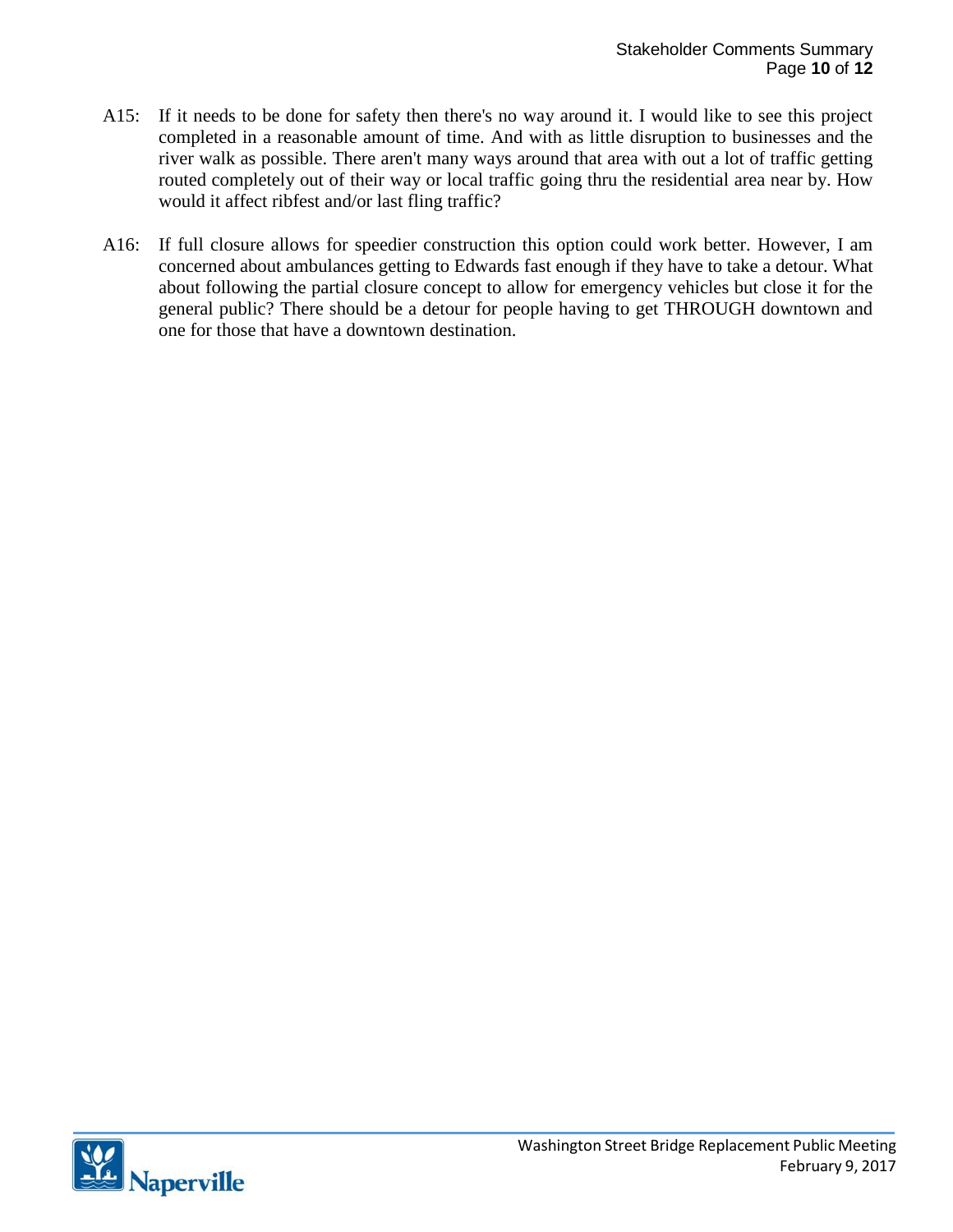A15: If it needs to be done for safety then there's no way around it. I would like to see this project completed in a reasonable amount of time. And with as little disruption to businesses and the river walk as possible. There aren't many ways around that area with out a lot of traffic getting routed completely out of their way or local traffic going thru the residential area near by. How would it affect ribfest and/or last fling traffic?

A16: If full closure allows for speedier construction this option could work better. However, I am concerned about ambulances getting to Edwards fast enough if they have to take a detour. What about following the partial closure concept to allow for emergency vehicles but close it for the general public? There should be a detour for people having to get THROUGH downtown and one for those that have a downtown destination.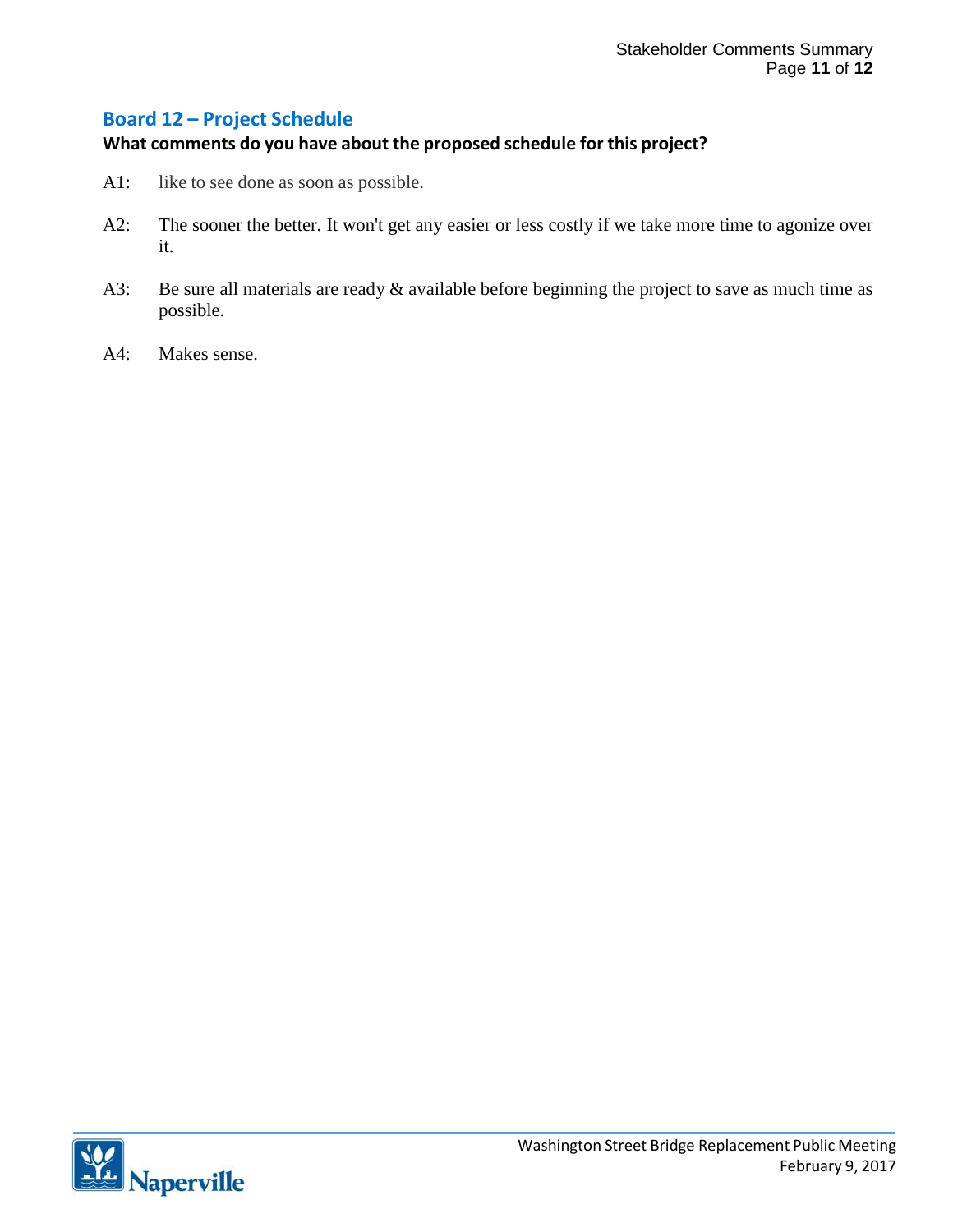## Board 12 – Project Schedule

**What comments do you have about the proposed schedule for this project?**

A1: like to see done as soon as possible.

A2: The sooner the better. It won't get any easier or less costly if we take more time to agonize over it.

A3: Be sure all materials are ready & available before beginning the project to save as much time as possible.

A4: Makes sense.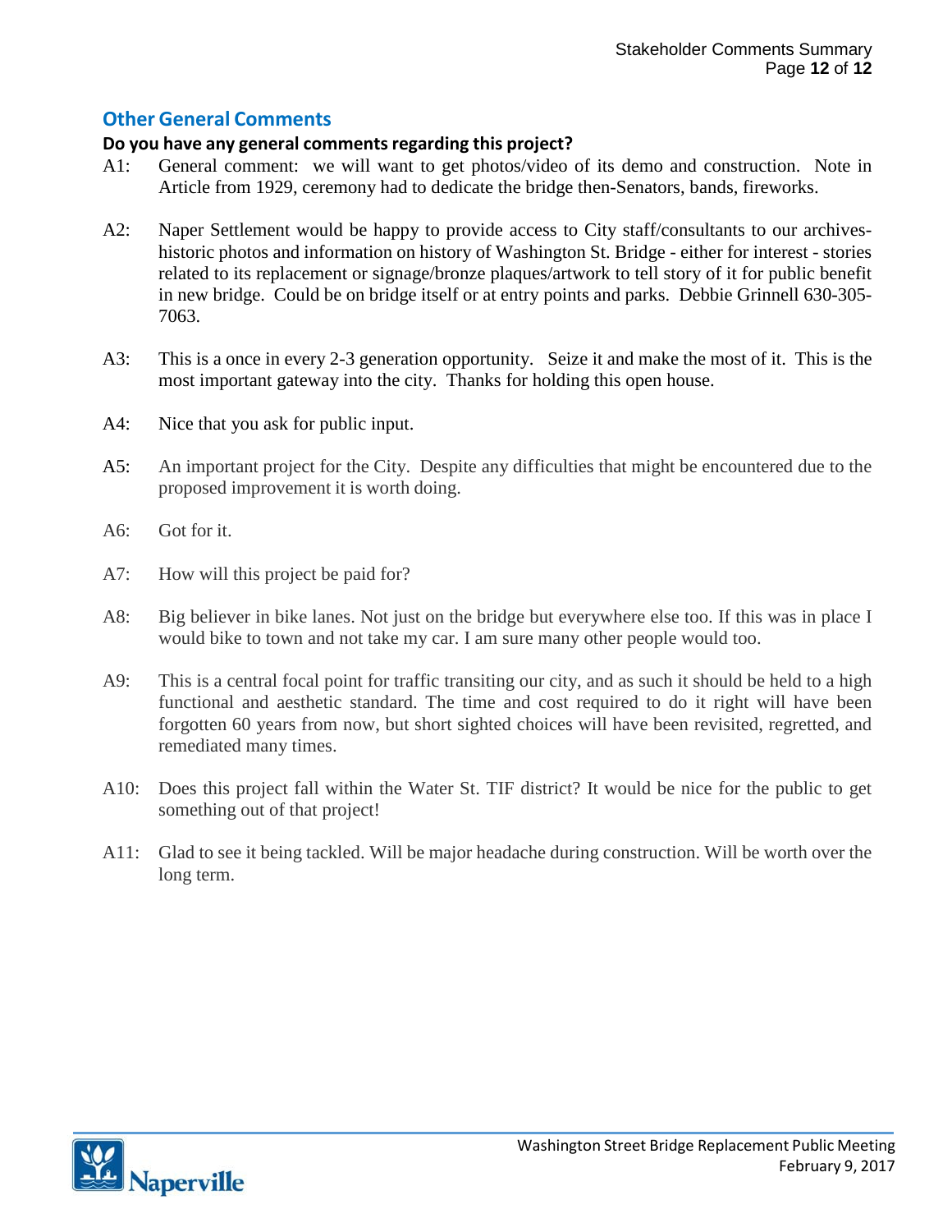## Other General Comments

**Do you have any general comments regarding this project?**

A1: General comment: we will want to get photos/video of its demo and construction. Note in Article from 1929, ceremony had to dedicate the bridge then-Senators, bands, fireworks.

A2: Naper Settlement would be happy to provide access to City staff/consultants to our archives-historic photos and information on history of Washington St. Bridge - either for interest - stories related to its replacement or signage/bronze plaques/artwork to tell story of it for public benefit in new bridge. Could be on bridge itself or at entry points and parks. Debbie Grinnell 630-305-7063.

A3: This is a once in every 2-3 generation opportunity. Seize it and make the most of it. This is the most important gateway into the city. Thanks for holding this open house.

A4: Nice that you ask for public input.

A5: An important project for the City. Despite any difficulties that might be encountered due to the proposed improvement it is worth doing.

A6: Got for it.

A7: How will this project be paid for?

A8: Big believer in bike lanes. Not just on the bridge but everywhere else too. If this was in place I would bike to town and not take my car. I am sure many other people would too.

A9: This is a central focal point for traffic transiting our city, and as such it should be held to a high functional and aesthetic standard. The time and cost required to do it right will have been forgotten 60 years from now, but short sighted choices will have been revisited, regretted, and remediated many times.

A10: Does this project fall within the Water St. TIF district? It would be nice for the public to get something out of that project!

A11: Glad to see it being tackled. Will be major headache during construction. Will be worth over the long term.